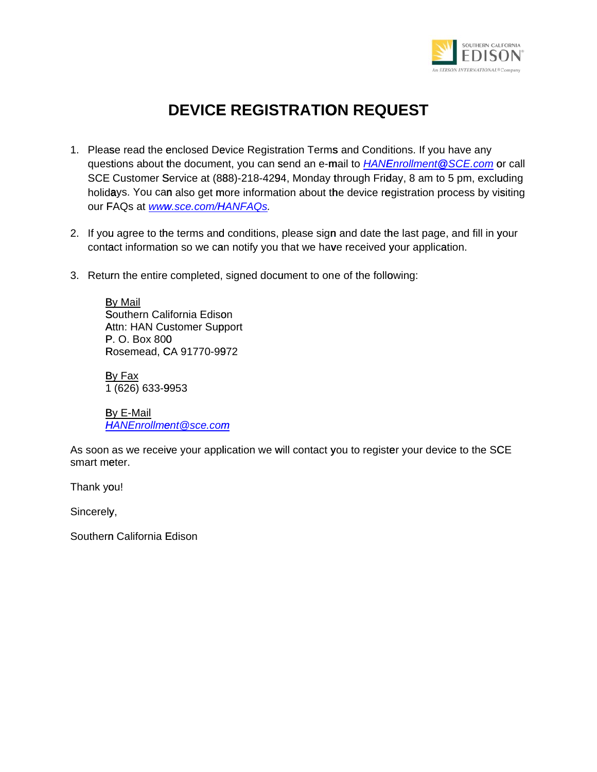# DEVICE REGISTRATION REQUEST

1. Please read the enclosed Device Registration Terms and Conditions. If you have any questions about the document, you can send an e-mail to *HANEnrollment@SCE.com* or call SCE Customer Service at (888)-218-4294, Monday through Friday, 8 am to 5 pm, excluding holidays. You can also get more information about the device registration process by visiting our FAQs at *www.sce.com/HANFAQs*.

2. If you agree to the terms and conditions, please sign and date the last page, and fill in your contact information so we can notify you that we have received your application.

3. Return the entire completed, signed document to one of the following:

   By Mail
   Southern California Edison
   Attn: HAN Customer Support
   P. O. Box 800
   Rosemead, CA 91770-9972

   By Fax
   1 (626) 633-9953

   By E-Mail
   *HANEnrollment@sce.com*

As soon as we receive your application we will contact you to register your device to the SCE smart meter.

Thank you!

Sincerely,

Southern California Edison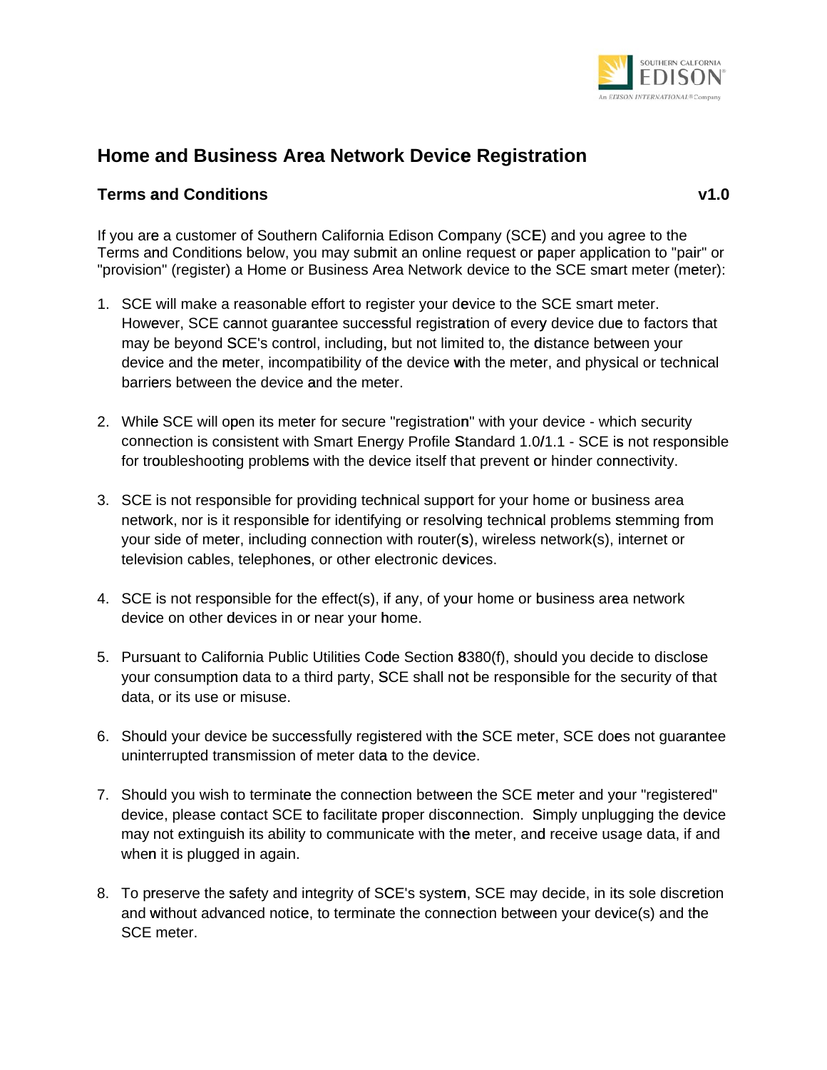## Home and Business Area Network Device Registration

### Terms and Conditions v1.0

If you are a customer of Southern California Edison Company (SCE) and you agree to the Terms and Conditions below, you may submit an online request or paper application to "pair" or "provision" (register) a Home or Business Area Network device to the SCE smart meter (meter):

1. SCE will make a reasonable effort to register your device to the SCE smart meter. However, SCE cannot guarantee successful registration of every device due to factors that may be beyond SCE's control, including, but not limited to, the distance between your device and the meter, incompatibility of the device with the meter, and physical or technical barriers between the device and the meter.

2. While SCE will open its meter for secure "registration" with your device - which security connection is consistent with Smart Energy Profile Standard 1.0/1.1 - SCE is not responsible for troubleshooting problems with the device itself that prevent or hinder connectivity.

3. SCE is not responsible for providing technical support for your home or business area network, nor is it responsible for identifying or resolving technical problems stemming from your side of meter, including connection with router(s), wireless network(s), internet or television cables, telephones, or other electronic devices.

4. SCE is not responsible for the effect(s), if any, of your home or business area network device on other devices in or near your home.

5. Pursuant to California Public Utilities Code Section 8380(f), should you decide to disclose your consumption data to a third party, SCE shall not be responsible for the security of that data, or its use or misuse.

6. Should your device be successfully registered with the SCE meter, SCE does not guarantee uninterrupted transmission of meter data to the device.

7. Should you wish to terminate the connection between the SCE meter and your "registered" device, please contact SCE to facilitate proper disconnection. Simply unplugging the device may not extinguish its ability to communicate with the meter, and receive usage data, if and when it is plugged in again.

8. To preserve the safety and integrity of SCE's system, SCE may decide, in its sole discretion and without advanced notice, to terminate the connection between your device(s) and the SCE meter.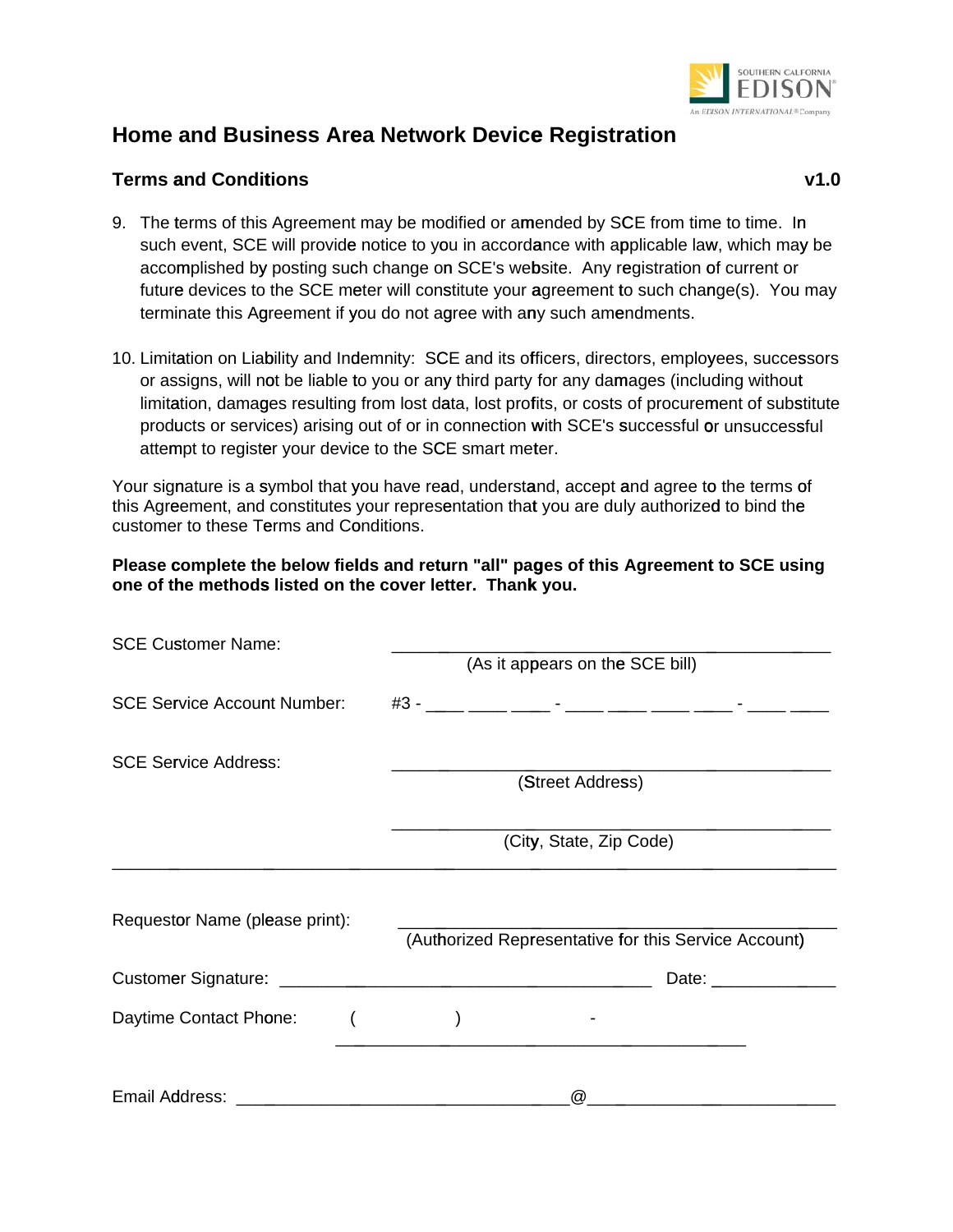## Home and Business Area Network Device Registration

### Terms and Conditions v1.0

9. The terms of this Agreement may be modified or amended by SCE from time to time. In such event, SCE will provide notice to you in accordance with applicable law, which may be accomplished by posting such change on SCE's website. Any registration of current or future devices to the SCE meter will constitute your agreement to such change(s). You may terminate this Agreement if you do not agree with any such amendments.

10. Limitation on Liability and Indemnity: SCE and its officers, directors, employees, successors or assigns, will not be liable to you or any third party for any damages (including without limitation, damages resulting from lost data, lost profits, or costs of procurement of substitute products or services) arising out of or in connection with SCE's successful or unsuccessful attempt to register your device to the SCE smart meter.

Your signature is a symbol that you have read, understand, accept and agree to the terms of this Agreement, and constitutes your representation that you are duly authorized to bind the customer to these Terms and Conditions.

**Please complete the below fields and return "all" pages of this Agreement to SCE using one of the methods listed on the cover letter. Thank you.**

SCE Customer Name: ________________________________________
(As it appears on the SCE bill)

SCE Service Account Number: #3 - ____ ____ ____ - ____ ____ ____ ____ - ____ ____

SCE Service Address: ________________________________________
(Street Address)

________________________________________
(City, State, Zip Code)

---

Requestor Name (please print): ________________________________________
(Authorized Representative for this Service Account)

Customer Signature: ________________________________________ Date: ______________

Daytime Contact Phone: ( ) - ________________________________________

Email Address: ______________________________@__________________________